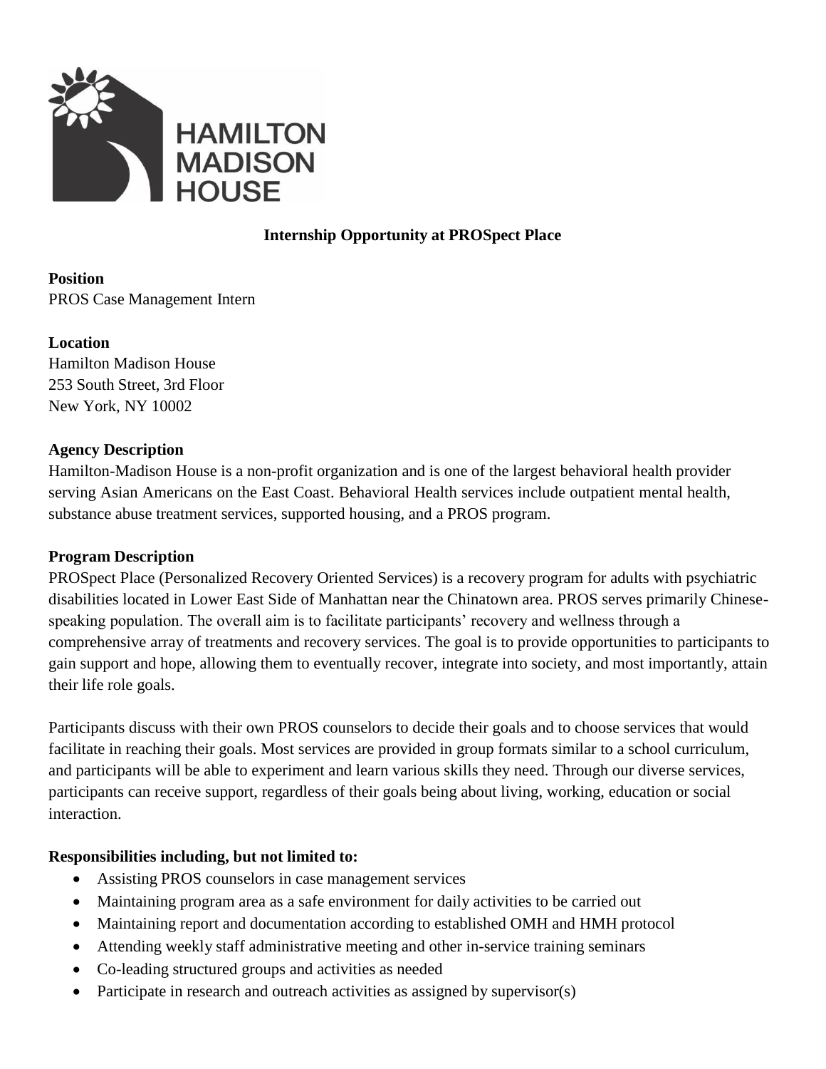HAMILTON MADISON HOUSE

## Internship Opportunity at PROSpect Place

**Position**
PROS Case Management Intern

**Location**
Hamilton Madison House
253 South Street, 3rd Floor
New York, NY 10002

**Agency Description**
Hamilton-Madison House is a non-profit organization and is one of the largest behavioral health provider serving Asian Americans on the East Coast. Behavioral Health services include outpatient mental health, substance abuse treatment services, supported housing, and a PROS program.

**Program Description**
PROSpect Place (Personalized Recovery Oriented Services) is a recovery program for adults with psychiatric disabilities located in Lower East Side of Manhattan near the Chinatown area. PROS serves primarily Chinese-speaking population. The overall aim is to facilitate participants' recovery and wellness through a comprehensive array of treatments and recovery services. The goal is to provide opportunities to participants to gain support and hope, allowing them to eventually recover, integrate into society, and most importantly, attain their life role goals.

Participants discuss with their own PROS counselors to decide their goals and to choose services that would facilitate in reaching their goals. Most services are provided in group formats similar to a school curriculum, and participants will be able to experiment and learn various skills they need. Through our diverse services, participants can receive support, regardless of their goals being about living, working, education or social interaction.

**Responsibilities including, but not limited to:**

- Assisting PROS counselors in case management services
- Maintaining program area as a safe environment for daily activities to be carried out
- Maintaining report and documentation according to established OMH and HMH protocol
- Attending weekly staff administrative meeting and other in-service training seminars
- Co-leading structured groups and activities as needed
- Participate in research and outreach activities as assigned by supervisor(s)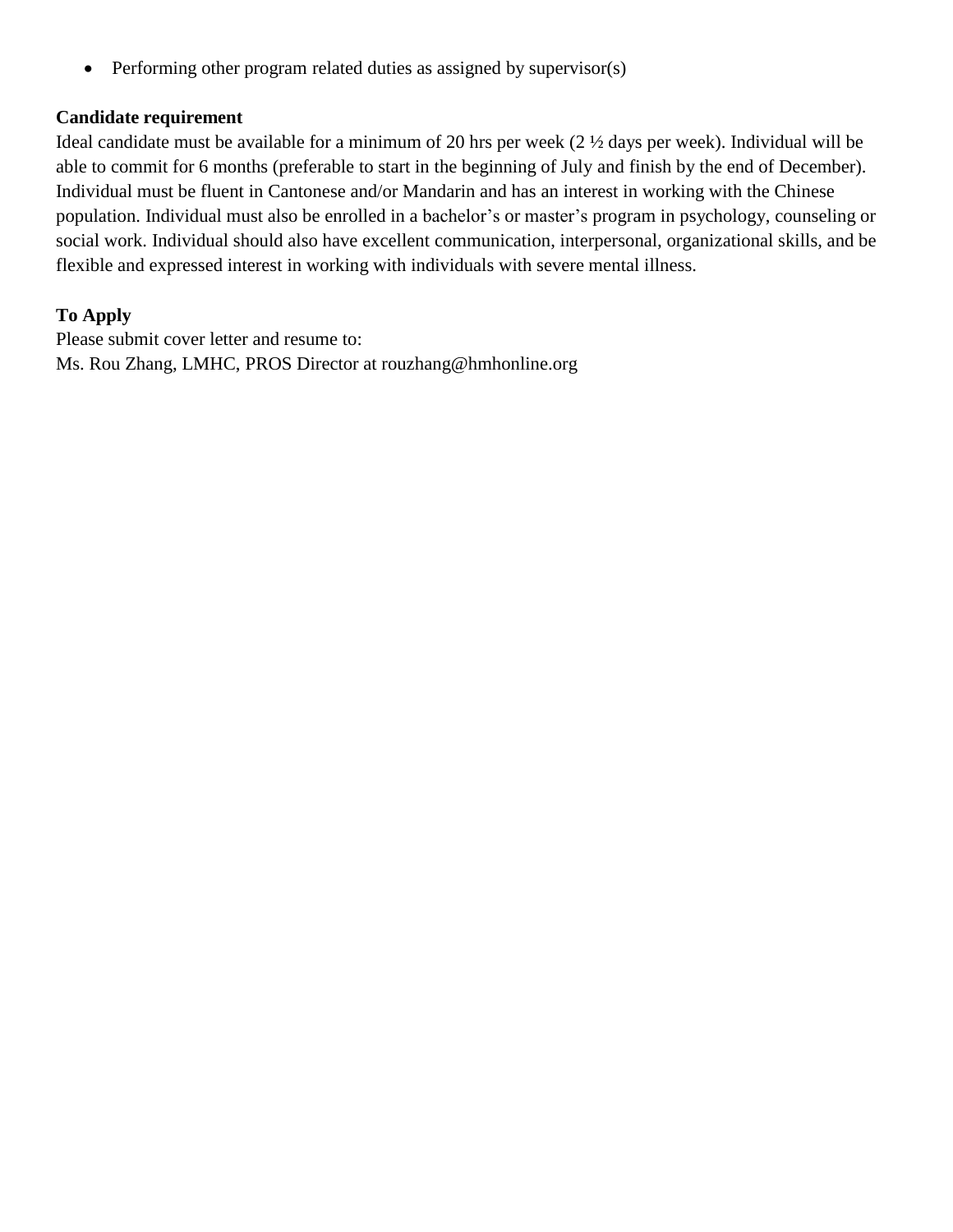- Performing other program related duties as assigned by supervisor(s)

**Candidate requirement**

Ideal candidate must be available for a minimum of 20 hrs per week (2 ½ days per week). Individual will be able to commit for 6 months (preferable to start in the beginning of July and finish by the end of December). Individual must be fluent in Cantonese and/or Mandarin and has an interest in working with the Chinese population. Individual must also be enrolled in a bachelor's or master's program in psychology, counseling or social work. Individual should also have excellent communication, interpersonal, organizational skills, and be flexible and expressed interest in working with individuals with severe mental illness.

**To Apply**

Please submit cover letter and resume to:
Ms. Rou Zhang, LMHC, PROS Director at rouzhang@hmhonline.org